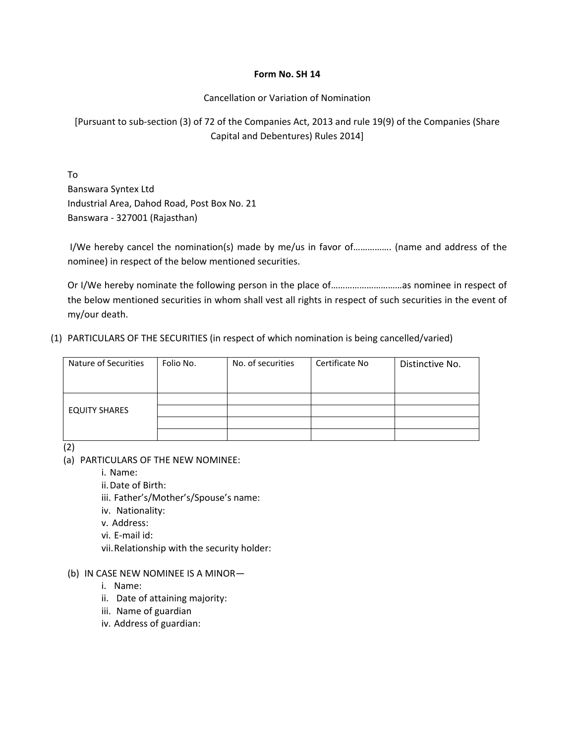**Form No. SH 14**

Cancellation or Variation of Nomination

[Pursuant to sub-section (3) of 72 of the Companies Act, 2013 and rule 19(9) of the Companies (Share Capital and Debentures) Rules 2014]

To
Banswara Syntex Ltd
Industrial Area, Dahod Road, Post Box No. 21
Banswara - 327001 (Rajasthan)

I/We hereby cancel the nomination(s) made by me/us in favor of……………. (name and address of the nominee) in respect of the below mentioned securities.

Or I/We hereby nominate the following person in the place of…………………………as nominee in respect of the below mentioned securities in whom shall vest all rights in respect of such securities in the event of my/our death.

(1) PARTICULARS OF THE SECURITIES (in respect of which nomination is being cancelled/varied)

| Nature of Securities | Folio No. | No. of securities | Certificate No | Distinctive No. |
|---|---|---|---|---|
| EQUITY SHARES | | | | |
| | | | | |
| | | | | |
| | | | | |

(2)

(a) PARTICULARS OF THE NEW NOMINEE:

i. Name:
ii. Date of Birth:
iii. Father's/Mother's/Spouse's name:
iv. Nationality:
v. Address:
vi. E-mail id:
vii. Relationship with the security holder:

(b) IN CASE NEW NOMINEE IS A MINOR—

i. Name:
ii. Date of attaining majority:
iii. Name of guardian
iv. Address of guardian: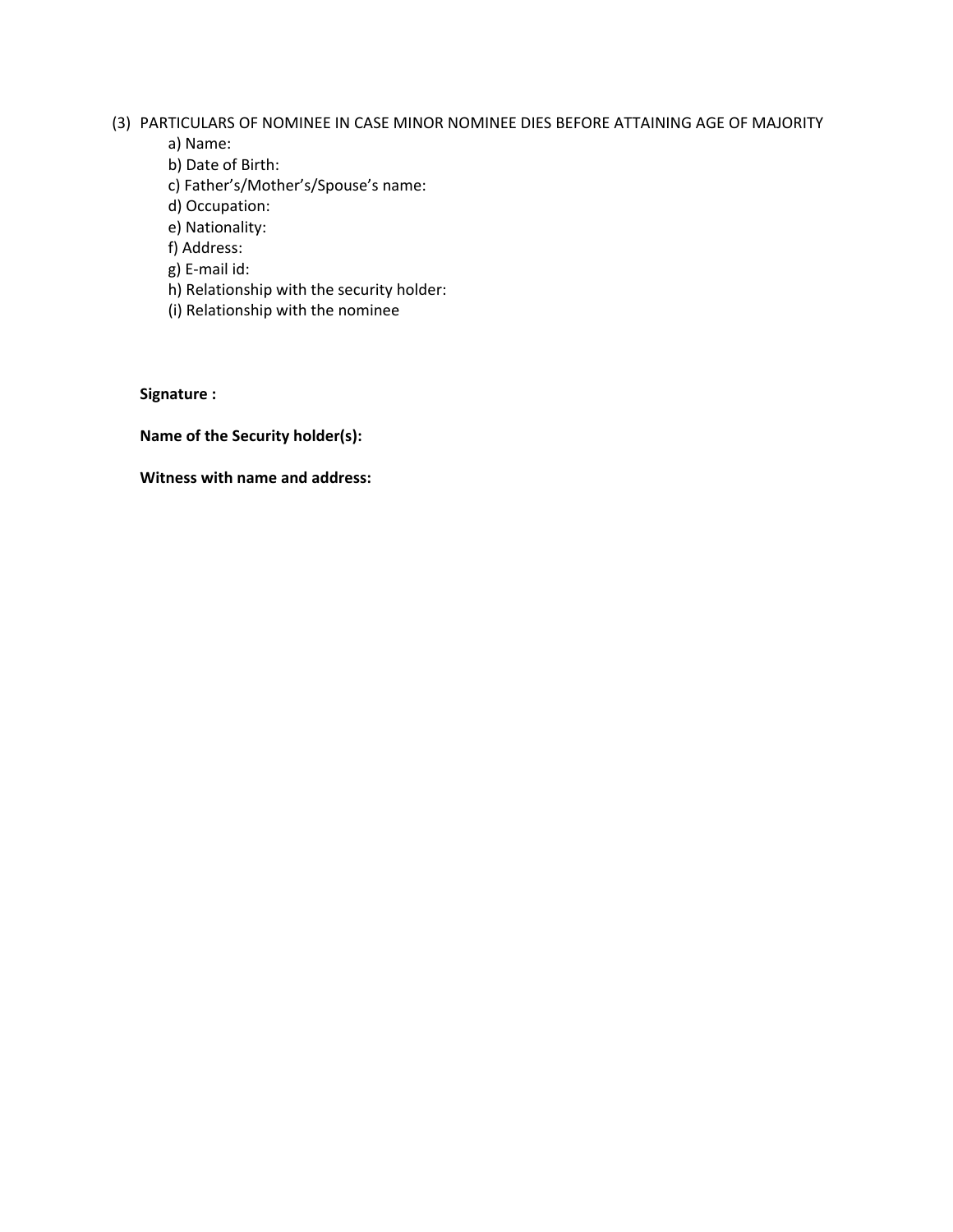(3) PARTICULARS OF NOMINEE IN CASE MINOR NOMINEE DIES BEFORE ATTAINING AGE OF MAJORITY

a) Name:
b) Date of Birth:
c) Father's/Mother's/Spouse's name:
d) Occupation:
e) Nationality:
f) Address:
g) E-mail id:
h) Relationship with the security holder:
(i) Relationship with the nominee

**Signature :**

**Name of the Security holder(s):**

**Witness with name and address:**